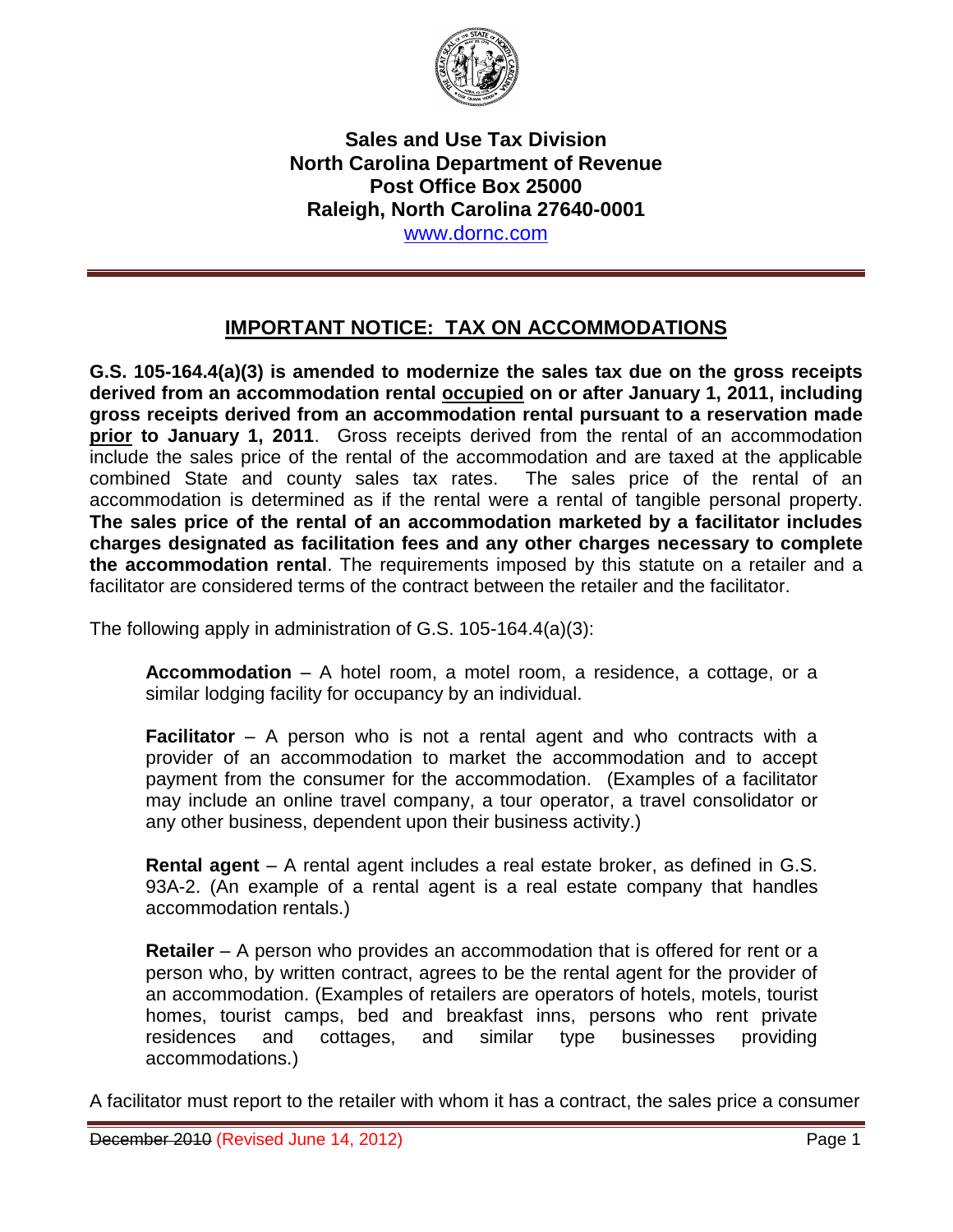**Sales and Use Tax Division**
**North Carolina Department of Revenue**
**Post Office Box 25000**
**Raleigh, North Carolina 27640-0001**
www.dornc.com

## IMPORTANT NOTICE: TAX ON ACCOMMODATIONS

**G.S. 105-164.4(a)(3) is amended to modernize the sales tax due on the gross receipts derived from an accommodation rental occupied on or after January 1, 2011, including gross receipts derived from an accommodation rental pursuant to a reservation made prior to January 1, 2011**. Gross receipts derived from the rental of an accommodation include the sales price of the rental of the accommodation and are taxed at the applicable combined State and county sales tax rates. The sales price of the rental of an accommodation is determined as if the rental were a rental of tangible personal property. **The sales price of the rental of an accommodation marketed by a facilitator includes charges designated as facilitation fees and any other charges necessary to complete the accommodation rental**. The requirements imposed by this statute on a retailer and a facilitator are considered terms of the contract between the retailer and the facilitator.

The following apply in administration of G.S. 105-164.4(a)(3):

**Accommodation** – A hotel room, a motel room, a residence, a cottage, or a similar lodging facility for occupancy by an individual.

**Facilitator** – A person who is not a rental agent and who contracts with a provider of an accommodation to market the accommodation and to accept payment from the consumer for the accommodation. (Examples of a facilitator may include an online travel company, a tour operator, a travel consolidator or any other business, dependent upon their business activity.)

**Rental agent** – A rental agent includes a real estate broker, as defined in G.S. 93A-2. (An example of a rental agent is a real estate company that handles accommodation rentals.)

**Retailer** – A person who provides an accommodation that is offered for rent or a person who, by written contract, agrees to be the rental agent for the provider of an accommodation. (Examples of retailers are operators of hotels, motels, tourist homes, tourist camps, bed and breakfast inns, persons who rent private residences and cottages, and similar type businesses providing accommodations.)

A facilitator must report to the retailer with whom it has a contract, the sales price a consumer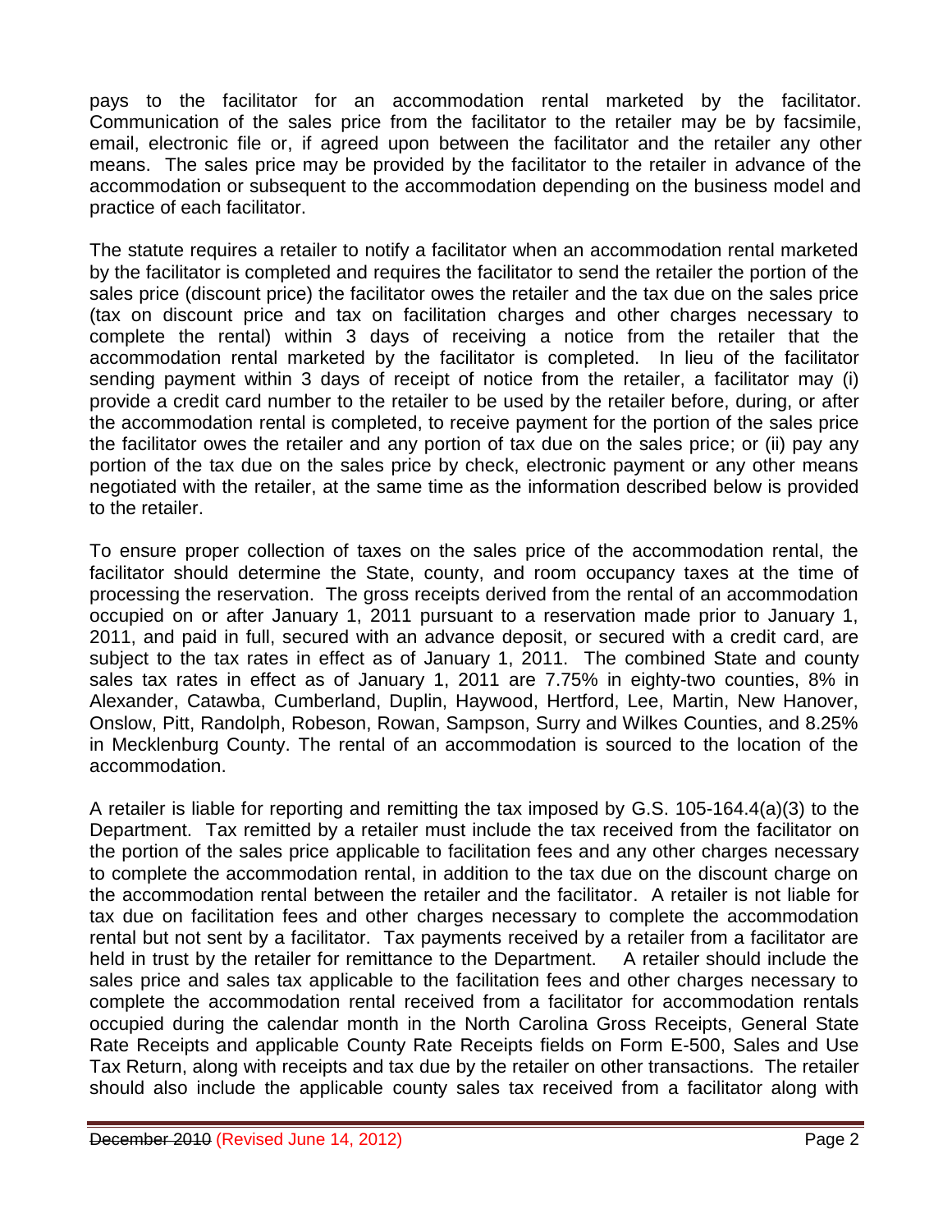pays to the facilitator for an accommodation rental marketed by the facilitator. Communication of the sales price from the facilitator to the retailer may be by facsimile, email, electronic file or, if agreed upon between the facilitator and the retailer any other means. The sales price may be provided by the facilitator to the retailer in advance of the accommodation or subsequent to the accommodation depending on the business model and practice of each facilitator.

The statute requires a retailer to notify a facilitator when an accommodation rental marketed by the facilitator is completed and requires the facilitator to send the retailer the portion of the sales price (discount price) the facilitator owes the retailer and the tax due on the sales price (tax on discount price and tax on facilitation charges and other charges necessary to complete the rental) within 3 days of receiving a notice from the retailer that the accommodation rental marketed by the facilitator is completed. In lieu of the facilitator sending payment within 3 days of receipt of notice from the retailer, a facilitator may (i) provide a credit card number to the retailer to be used by the retailer before, during, or after the accommodation rental is completed, to receive payment for the portion of the sales price the facilitator owes the retailer and any portion of tax due on the sales price; or (ii) pay any portion of the tax due on the sales price by check, electronic payment or any other means negotiated with the retailer, at the same time as the information described below is provided to the retailer.

To ensure proper collection of taxes on the sales price of the accommodation rental, the facilitator should determine the State, county, and room occupancy taxes at the time of processing the reservation. The gross receipts derived from the rental of an accommodation occupied on or after January 1, 2011 pursuant to a reservation made prior to January 1, 2011, and paid in full, secured with an advance deposit, or secured with a credit card, are subject to the tax rates in effect as of January 1, 2011. The combined State and county sales tax rates in effect as of January 1, 2011 are 7.75% in eighty-two counties, 8% in Alexander, Catawba, Cumberland, Duplin, Haywood, Hertford, Lee, Martin, New Hanover, Onslow, Pitt, Randolph, Robeson, Rowan, Sampson, Surry and Wilkes Counties, and 8.25% in Mecklenburg County. The rental of an accommodation is sourced to the location of the accommodation.

A retailer is liable for reporting and remitting the tax imposed by G.S. 105-164.4(a)(3) to the Department. Tax remitted by a retailer must include the tax received from the facilitator on the portion of the sales price applicable to facilitation fees and any other charges necessary to complete the accommodation rental, in addition to the tax due on the discount charge on the accommodation rental between the retailer and the facilitator. A retailer is not liable for tax due on facilitation fees and other charges necessary to complete the accommodation rental but not sent by a facilitator. Tax payments received by a retailer from a facilitator are held in trust by the retailer for remittance to the Department. A retailer should include the sales price and sales tax applicable to the facilitation fees and other charges necessary to complete the accommodation rental received from a facilitator for accommodation rentals occupied during the calendar month in the North Carolina Gross Receipts, General State Rate Receipts and applicable County Rate Receipts fields on Form E-500, Sales and Use Tax Return, along with receipts and tax due by the retailer on other transactions. The retailer should also include the applicable county sales tax received from a facilitator along with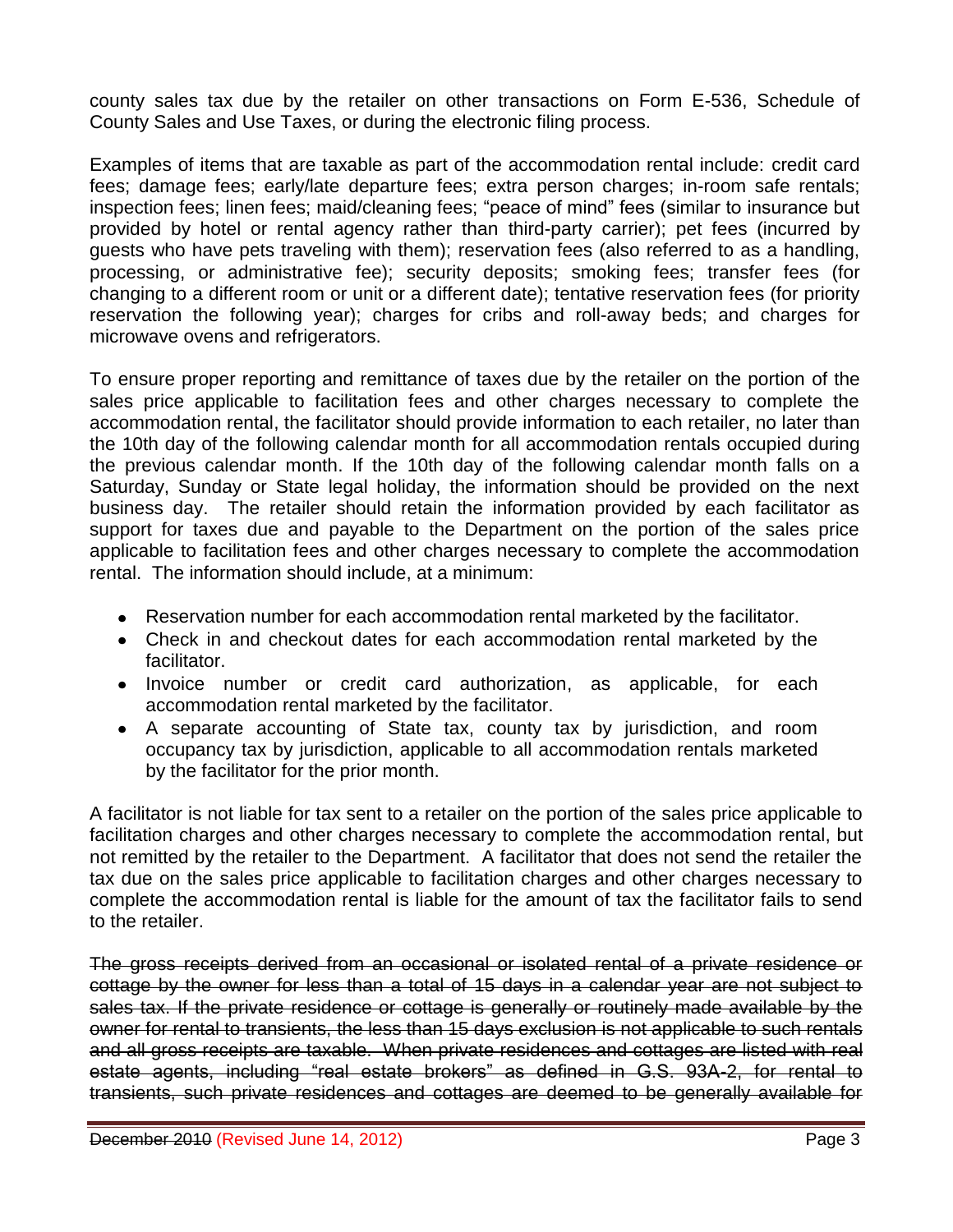county sales tax due by the retailer on other transactions on Form E-536, Schedule of County Sales and Use Taxes, or during the electronic filing process.

Examples of items that are taxable as part of the accommodation rental include: credit card fees; damage fees; early/late departure fees; extra person charges; in-room safe rentals; inspection fees; linen fees; maid/cleaning fees; "peace of mind" fees (similar to insurance but provided by hotel or rental agency rather than third-party carrier); pet fees (incurred by guests who have pets traveling with them); reservation fees (also referred to as a handling, processing, or administrative fee); security deposits; smoking fees; transfer fees (for changing to a different room or unit or a different date); tentative reservation fees (for priority reservation the following year); charges for cribs and roll-away beds; and charges for microwave ovens and refrigerators.

To ensure proper reporting and remittance of taxes due by the retailer on the portion of the sales price applicable to facilitation fees and other charges necessary to complete the accommodation rental, the facilitator should provide information to each retailer, no later than the 10th day of the following calendar month for all accommodation rentals occupied during the previous calendar month. If the 10th day of the following calendar month falls on a Saturday, Sunday or State legal holiday, the information should be provided on the next business day. The retailer should retain the information provided by each facilitator as support for taxes due and payable to the Department on the portion of the sales price applicable to facilitation fees and other charges necessary to complete the accommodation rental. The information should include, at a minimum:

- Reservation number for each accommodation rental marketed by the facilitator.
- Check in and checkout dates for each accommodation rental marketed by the facilitator.
- Invoice number or credit card authorization, as applicable, for each accommodation rental marketed by the facilitator.
- A separate accounting of State tax, county tax by jurisdiction, and room occupancy tax by jurisdiction, applicable to all accommodation rentals marketed by the facilitator for the prior month.

A facilitator is not liable for tax sent to a retailer on the portion of the sales price applicable to facilitation charges and other charges necessary to complete the accommodation rental, but not remitted by the retailer to the Department. A facilitator that does not send the retailer the tax due on the sales price applicable to facilitation charges and other charges necessary to complete the accommodation rental is liable for the amount of tax the facilitator fails to send to the retailer.

~~The gross receipts derived from an occasional or isolated rental of a private residence or cottage by the owner for less than a total of 15 days in a calendar year are not subject to sales tax. If the private residence or cottage is generally or routinely made available by the owner for rental to transients, the less than 15 days exclusion is not applicable to such rentals and all gross receipts are taxable. When private residences and cottages are listed with real estate agents, including "real estate brokers" as defined in G.S. 93A-2, for rental to transients, such private residences and cottages are deemed to be generally available for~~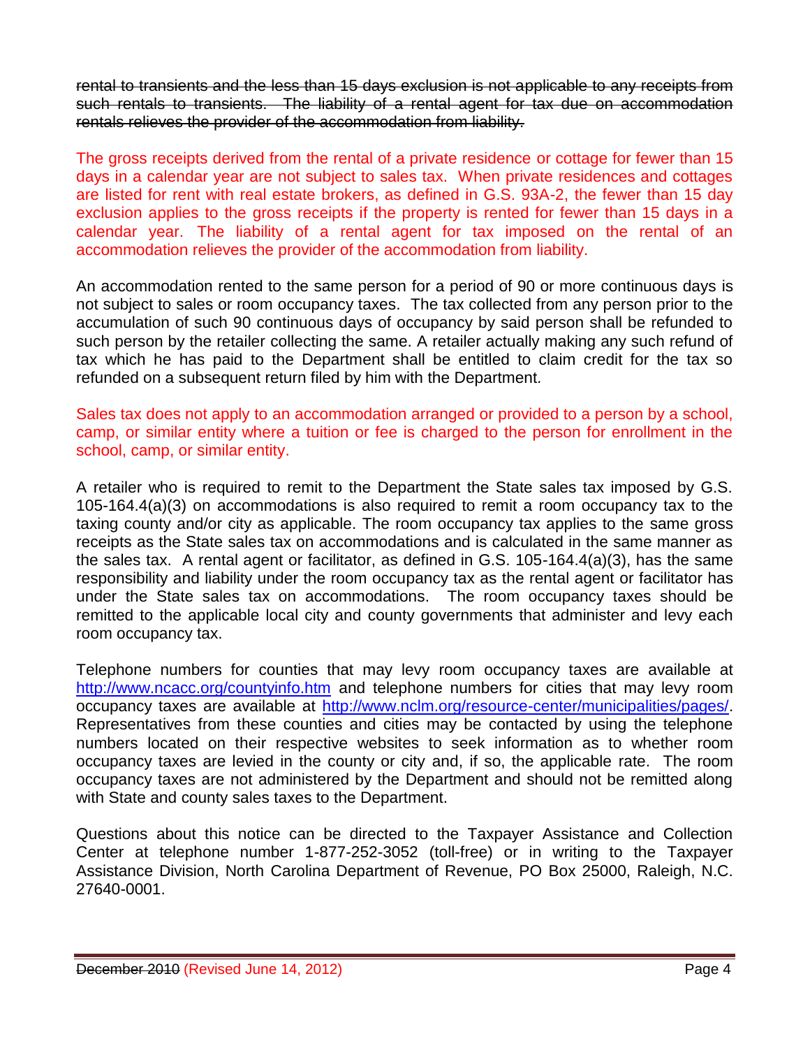~~rental to transients and the less than 15 days exclusion is not applicable to any receipts from such rentals to transients. The liability of a rental agent for tax due on accommodation rentals relieves the provider of the accommodation from liability.~~

The gross receipts derived from the rental of a private residence or cottage for fewer than 15 days in a calendar year are not subject to sales tax. When private residences and cottages are listed for rent with real estate brokers, as defined in G.S. 93A-2, the fewer than 15 day exclusion applies to the gross receipts if the property is rented for fewer than 15 days in a calendar year. The liability of a rental agent for tax imposed on the rental of an accommodation relieves the provider of the accommodation from liability.

An accommodation rented to the same person for a period of 90 or more continuous days is not subject to sales or room occupancy taxes. The tax collected from any person prior to the accumulation of such 90 continuous days of occupancy by said person shall be refunded to such person by the retailer collecting the same. A retailer actually making any such refund of tax which he has paid to the Department shall be entitled to claim credit for the tax so refunded on a subsequent return filed by him with the Department.

Sales tax does not apply to an accommodation arranged or provided to a person by a school, camp, or similar entity where a tuition or fee is charged to the person for enrollment in the school, camp, or similar entity.

A retailer who is required to remit to the Department the State sales tax imposed by G.S. 105-164.4(a)(3) on accommodations is also required to remit a room occupancy tax to the taxing county and/or city as applicable. The room occupancy tax applies to the same gross receipts as the State sales tax on accommodations and is calculated in the same manner as the sales tax. A rental agent or facilitator, as defined in G.S. 105-164.4(a)(3), has the same responsibility and liability under the room occupancy tax as the rental agent or facilitator has under the State sales tax on accommodations. The room occupancy taxes should be remitted to the applicable local city and county governments that administer and levy each room occupancy tax.

Telephone numbers for counties that may levy room occupancy taxes are available at http://www.ncacc.org/countyinfo.htm and telephone numbers for cities that may levy room occupancy taxes are available at http://www.nclm.org/resource-center/municipalities/pages/. Representatives from these counties and cities may be contacted by using the telephone numbers located on their respective websites to seek information as to whether room occupancy taxes are levied in the county or city and, if so, the applicable rate. The room occupancy taxes are not administered by the Department and should not be remitted along with State and county sales taxes to the Department.

Questions about this notice can be directed to the Taxpayer Assistance and Collection Center at telephone number 1-877-252-3052 (toll-free) or in writing to the Taxpayer Assistance Division, North Carolina Department of Revenue, PO Box 25000, Raleigh, N.C. 27640-0001.